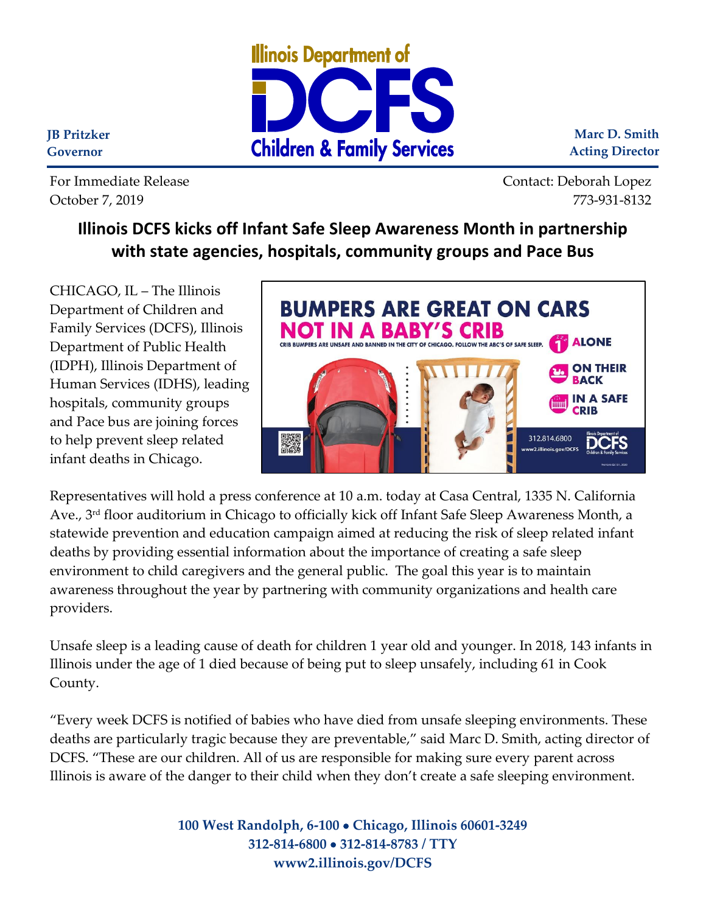JB Pritzker
Governor

Illinois Department of
**DCFS**
Children & Family Services

Marc D. Smith
Acting Director

For Immediate Release
October 7, 2019

Contact: Deborah Lopez
773-931-8132

## Illinois DCFS kicks off Infant Safe Sleep Awareness Month in partnership with state agencies, hospitals, community groups and Pace Bus

CHICAGO, IL – The Illinois Department of Children and Family Services (DCFS), Illinois Department of Public Health (IDPH), Illinois Department of Human Services (IDHS), leading hospitals, community groups and Pace bus are joining forces to help prevent sleep related infant deaths in Chicago.

BUMPERS ARE GREAT ON CARS NOT IN A BABY'S CRIB
CRIB BUMPERS ARE UNSAFE AND BANNED IN THE CITY OF CHICAGO. FOLLOW THE ABC'S OF SAFE SLEEP.
ALONE
ON THEIR BACK
IN A SAFE CRIB
312.814.6800
www2.illinois.gov/DCFS

Representatives will hold a press conference at 10 a.m. today at Casa Central, 1335 N. California Ave., 3rd floor auditorium in Chicago to officially kick off Infant Safe Sleep Awareness Month, a statewide prevention and education campaign aimed at reducing the risk of sleep related infant deaths by providing essential information about the importance of creating a safe sleep environment to child caregivers and the general public. The goal this year is to maintain awareness throughout the year by partnering with community organizations and health care providers.

Unsafe sleep is a leading cause of death for children 1 year old and younger. In 2018, 143 infants in Illinois under the age of 1 died because of being put to sleep unsafely, including 61 in Cook County.

"Every week DCFS is notified of babies who have died from unsafe sleeping environments. These deaths are particularly tragic because they are preventable," said Marc D. Smith, acting director of DCFS. "These are our children. All of us are responsible for making sure every parent across Illinois is aware of the danger to their child when they don't create a safe sleeping environment.

**100 West Randolph, 6-100 • Chicago, Illinois 60601-3249**
**312-814-6800 • 312-814-8783 / TTY**
**www2.illinois.gov/DCFS**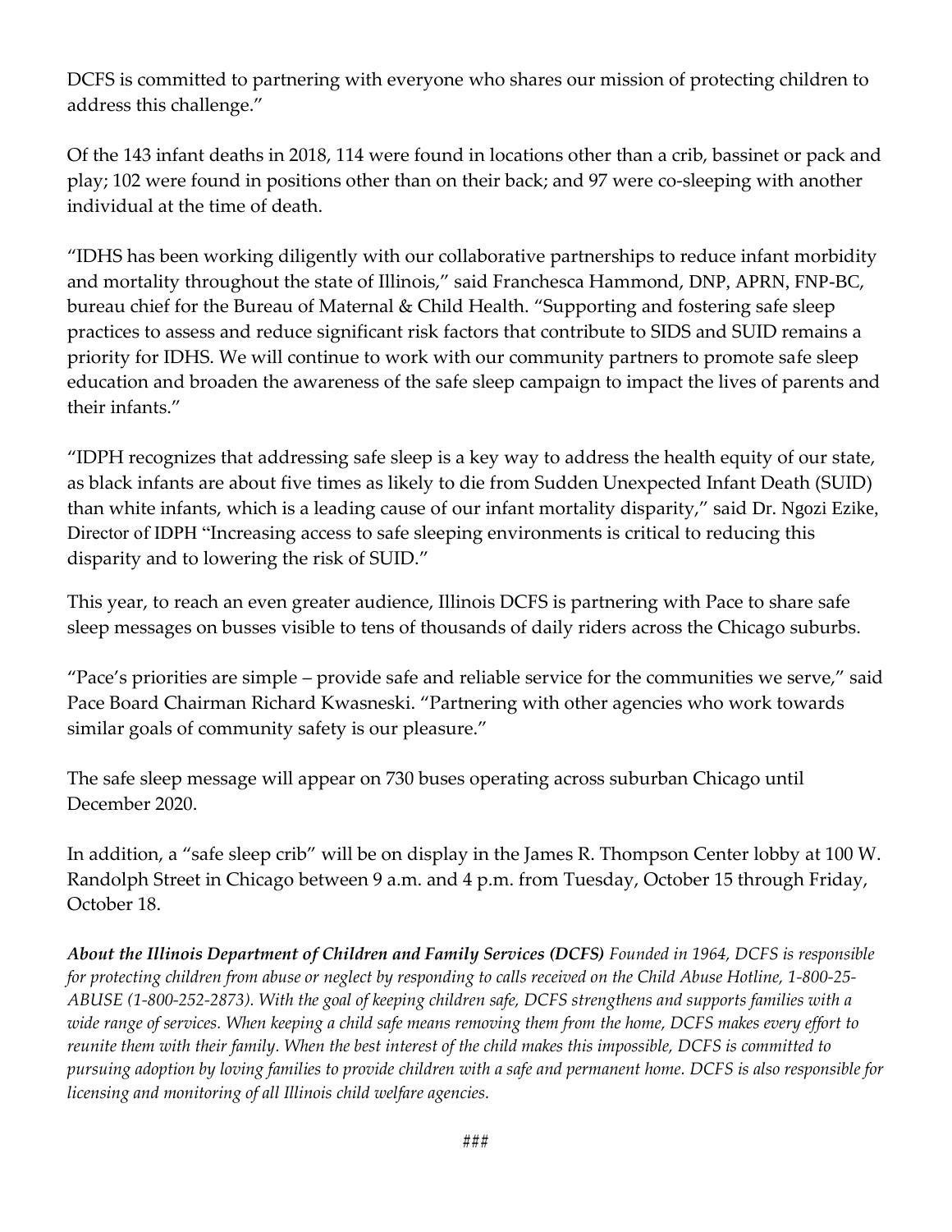DCFS is committed to partnering with everyone who shares our mission of protecting children to address this challenge."

Of the 143 infant deaths in 2018, 114 were found in locations other than a crib, bassinet or pack and play; 102 were found in positions other than on their back; and 97 were co-sleeping with another individual at the time of death.

"IDHS has been working diligently with our collaborative partnerships to reduce infant morbidity and mortality throughout the state of Illinois," said Franchesca Hammond, DNP, APRN, FNP-BC, bureau chief for the Bureau of Maternal & Child Health. "Supporting and fostering safe sleep practices to assess and reduce significant risk factors that contribute to SIDS and SUID remains a priority for IDHS. We will continue to work with our community partners to promote safe sleep education and broaden the awareness of the safe sleep campaign to impact the lives of parents and their infants."

"IDPH recognizes that addressing safe sleep is a key way to address the health equity of our state, as black infants are about five times as likely to die from Sudden Unexpected Infant Death (SUID) than white infants, which is a leading cause of our infant mortality disparity," said Dr. Ngozi Ezike, Director of IDPH "Increasing access to safe sleeping environments is critical to reducing this disparity and to lowering the risk of SUID."

This year, to reach an even greater audience, Illinois DCFS is partnering with Pace to share safe sleep messages on busses visible to tens of thousands of daily riders across the Chicago suburbs.

"Pace's priorities are simple – provide safe and reliable service for the communities we serve," said Pace Board Chairman Richard Kwasneski. "Partnering with other agencies who work towards similar goals of community safety is our pleasure."

The safe sleep message will appear on 730 buses operating across suburban Chicago until December 2020.

In addition, a "safe sleep crib" will be on display in the James R. Thompson Center lobby at 100 W. Randolph Street in Chicago between 9 a.m. and 4 p.m. from Tuesday, October 15 through Friday, October 18.

***About the Illinois Department of Children and Family Services (DCFS)*** *Founded in 1964, DCFS is responsible for protecting children from abuse or neglect by responding to calls received on the Child Abuse Hotline, 1-800-25-ABUSE (1-800-252-2873). With the goal of keeping children safe, DCFS strengthens and supports families with a wide range of services. When keeping a child safe means removing them from the home, DCFS makes every effort to reunite them with their family. When the best interest of the child makes this impossible, DCFS is committed to pursuing adoption by loving families to provide children with a safe and permanent home. DCFS is also responsible for licensing and monitoring of all Illinois child welfare agencies.*

###